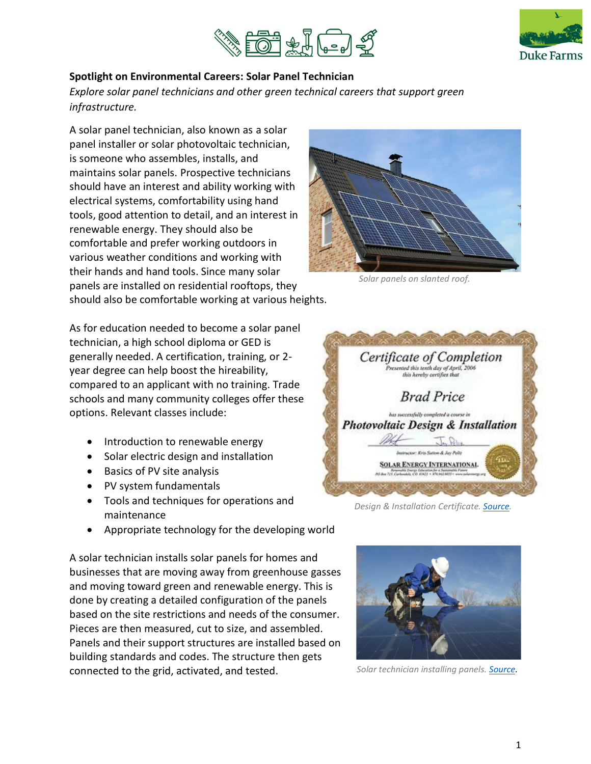**Spotlight on Environmental Careers: Solar Panel Technician**

*Explore solar panel technicians and other green technical careers that support green infrastructure.*

A solar panel technician, also known as a solar panel installer or solar photovoltaic technician, is someone who assembles, installs, and maintains solar panels. Prospective technicians should have an interest and ability working with electrical systems, comfortability using hand tools, good attention to detail, and an interest in renewable energy. They should also be comfortable and prefer working outdoors in various weather conditions and working with their hands and hand tools. Since many solar panels are installed on residential rooftops, they should also be comfortable working at various heights.

*Solar panels on slanted roof.*

As for education needed to become a solar panel technician, a high school diploma or GED is generally needed. A certification, training, or 2-year degree can help boost the hireability, compared to an applicant with no training. Trade schools and many community colleges offer these options. Relevant classes include:

- Introduction to renewable energy
- Solar electric design and installation
- Basics of PV site analysis
- PV system fundamentals
- Tools and techniques for operations and maintenance
- Appropriate technology for the developing world

*Design & Installation Certificate. Source.*

A solar technician installs solar panels for homes and businesses that are moving away from greenhouse gasses and moving toward green and renewable energy. This is done by creating a detailed configuration of the panels based on the site restrictions and needs of the consumer. Pieces are then measured, cut to size, and assembled. Panels and their support structures are installed based on building standards and codes. The structure then gets connected to the grid, activated, and tested.

*Solar technician installing panels. Source.*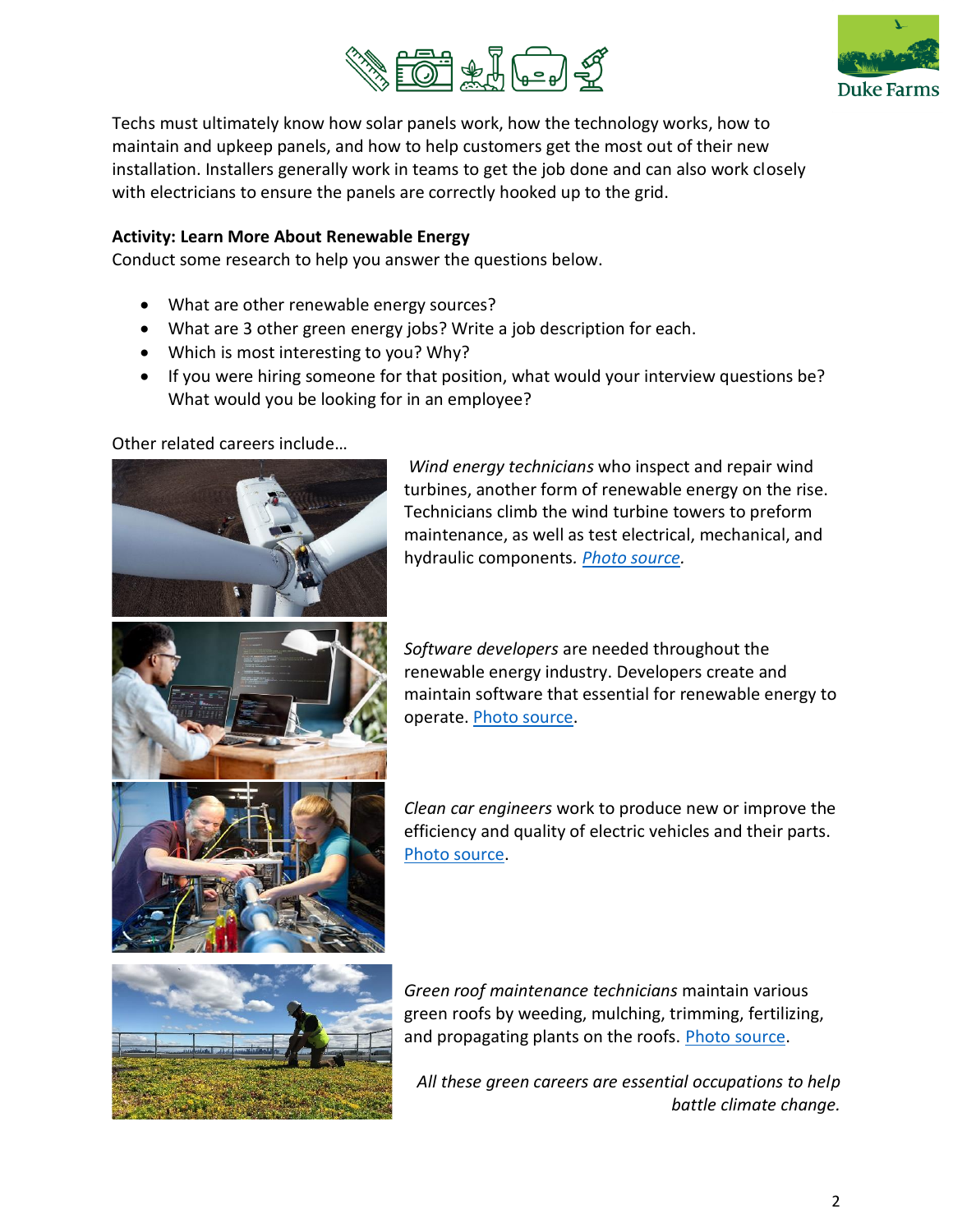Techs must ultimately know how solar panels work, how the technology works, how to maintain and upkeep panels, and how to help customers get the most out of their new installation. Installers generally work in teams to get the job done and can also work closely with electricians to ensure the panels are correctly hooked up to the grid.

**Activity: Learn More About Renewable Energy**

Conduct some research to help you answer the questions below.

- What are other renewable energy sources?
- What are 3 other green energy jobs? Write a job description for each.
- Which is most interesting to you? Why?
- If you were hiring someone for that position, what would your interview questions be? What would you be looking for in an employee?

Other related careers include…

*Wind energy technicians* who inspect and repair wind turbines, another form of renewable energy on the rise. Technicians climb the wind turbine towers to preform maintenance, as well as test electrical, mechanical, and hydraulic components. *Photo source.*

*Software developers* are needed throughout the renewable energy industry. Developers create and maintain software that essential for renewable energy to operate. Photo source.

*Clean car engineers* work to produce new or improve the efficiency and quality of electric vehicles and their parts. Photo source.

*Green roof maintenance technicians* maintain various green roofs by weeding, mulching, trimming, fertilizing, and propagating plants on the roofs. Photo source.

*All these green careers are essential occupations to help battle climate change.*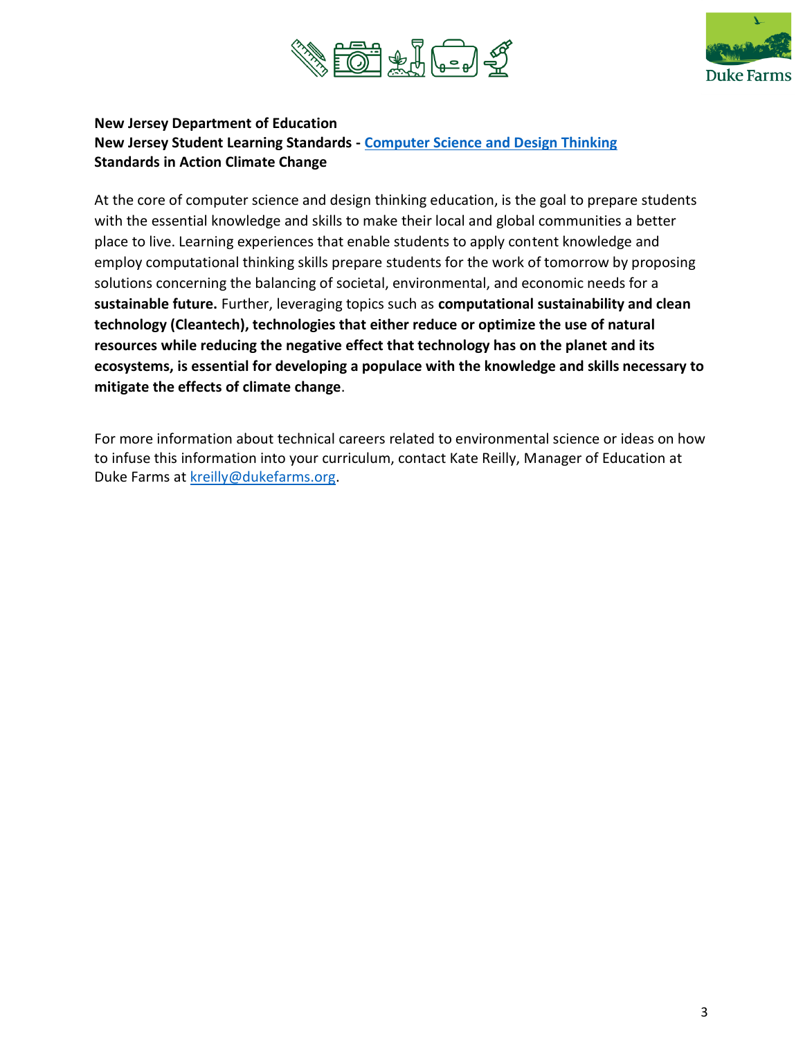**New Jersey Department of Education**
**New Jersey Student Learning Standards - Computer Science and Design Thinking**
**Standards in Action Climate Change**

At the core of computer science and design thinking education, is the goal to prepare students with the essential knowledge and skills to make their local and global communities a better place to live. Learning experiences that enable students to apply content knowledge and employ computational thinking skills prepare students for the work of tomorrow by proposing solutions concerning the balancing of societal, environmental, and economic needs for a **sustainable future.** Further, leveraging topics such as **computational sustainability and clean technology (Cleantech), technologies that either reduce or optimize the use of natural resources while reducing the negative effect that technology has on the planet and its ecosystems, is essential for developing a populace with the knowledge and skills necessary to mitigate the effects of climate change**.

For more information about technical careers related to environmental science or ideas on how to infuse this information into your curriculum, contact Kate Reilly, Manager of Education at Duke Farms at kreilly@dukefarms.org.